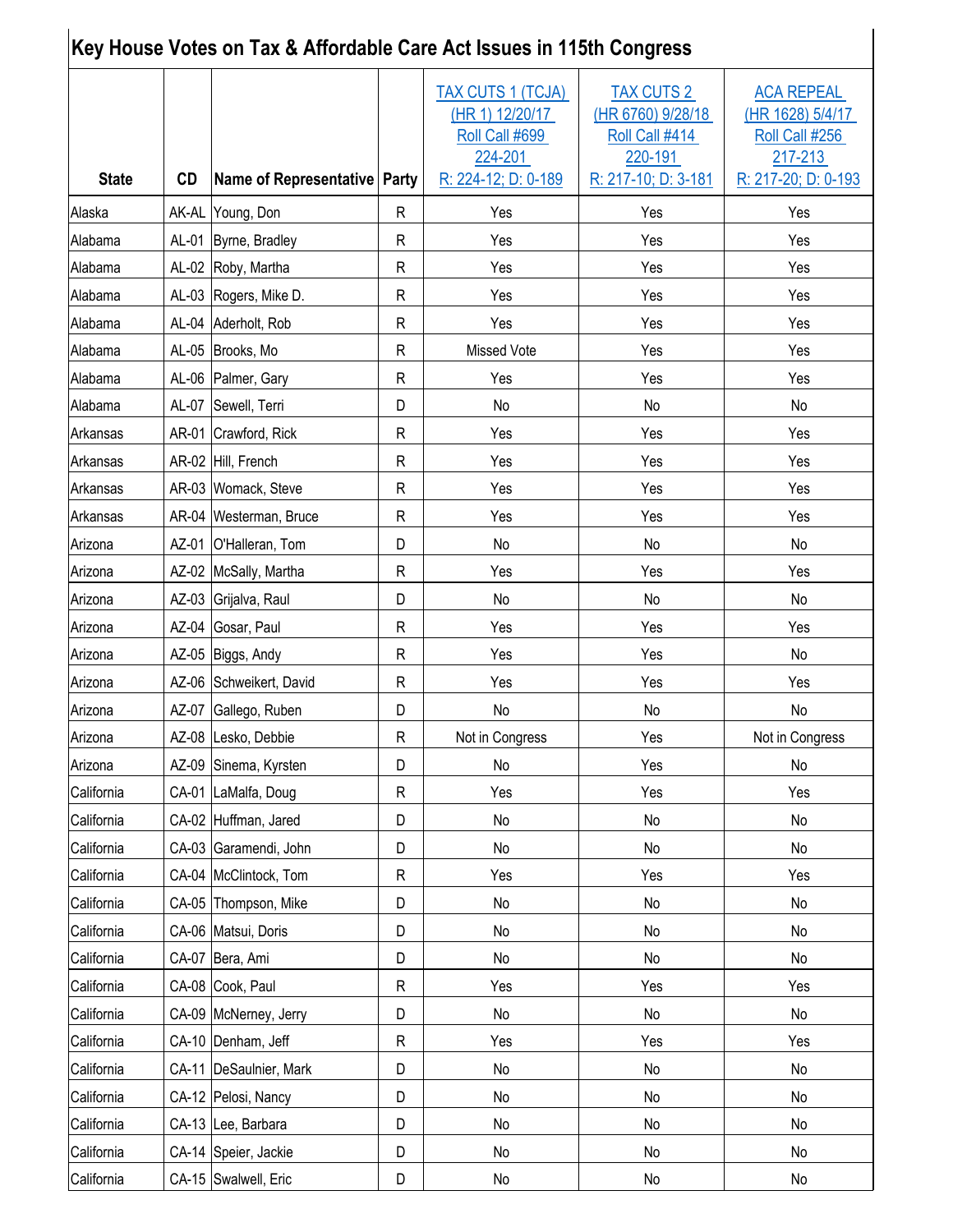# Key House Votes on Tax & Affordable Care Act Issues in 115th Congress

| State | CD | Name of Representative | Party | TAX CUTS 1 (TCJA) (HR 1) 12/20/17 Roll Call #699 224-201 R: 224-12; D: 0-189 | TAX CUTS 2 (HR 6760) 9/28/18 Roll Call #414 220-191 R: 217-10; D: 3-181 | ACA REPEAL (HR 1628) 5/4/17 Roll Call #256 217-213 R: 217-20; D: 0-193 |
|---|---|---|---|---|---|---|
| Alaska | AK-AL | Young, Don | R | Yes | Yes | Yes |
| Alabama | AL-01 | Byrne, Bradley | R | Yes | Yes | Yes |
| Alabama | AL-02 | Roby, Martha | R | Yes | Yes | Yes |
| Alabama | AL-03 | Rogers, Mike D. | R | Yes | Yes | Yes |
| Alabama | AL-04 | Aderholt, Rob | R | Yes | Yes | Yes |
| Alabama | AL-05 | Brooks, Mo | R | Missed Vote | Yes | Yes |
| Alabama | AL-06 | Palmer, Gary | R | Yes | Yes | Yes |
| Alabama | AL-07 | Sewell, Terri | D | No | No | No |
| Arkansas | AR-01 | Crawford, Rick | R | Yes | Yes | Yes |
| Arkansas | AR-02 | Hill, French | R | Yes | Yes | Yes |
| Arkansas | AR-03 | Womack, Steve | R | Yes | Yes | Yes |
| Arkansas | AR-04 | Westerman, Bruce | R | Yes | Yes | Yes |
| Arizona | AZ-01 | O'Halleran, Tom | D | No | No | No |
| Arizona | AZ-02 | McSally, Martha | R | Yes | Yes | Yes |
| Arizona | AZ-03 | Grijalva, Raul | D | No | No | No |
| Arizona | AZ-04 | Gosar, Paul | R | Yes | Yes | Yes |
| Arizona | AZ-05 | Biggs, Andy | R | Yes | Yes | No |
| Arizona | AZ-06 | Schweikert, David | R | Yes | Yes | Yes |
| Arizona | AZ-07 | Gallego, Ruben | D | No | No | No |
| Arizona | AZ-08 | Lesko, Debbie | R | Not in Congress | Yes | Not in Congress |
| Arizona | AZ-09 | Sinema, Kyrsten | D | No | Yes | No |
| California | CA-01 | LaMalfa, Doug | R | Yes | Yes | Yes |
| California | CA-02 | Huffman, Jared | D | No | No | No |
| California | CA-03 | Garamendi, John | D | No | No | No |
| California | CA-04 | McClintock, Tom | R | Yes | Yes | Yes |
| California | CA-05 | Thompson, Mike | D | No | No | No |
| California | CA-06 | Matsui, Doris | D | No | No | No |
| California | CA-07 | Bera, Ami | D | No | No | No |
| California | CA-08 | Cook, Paul | R | Yes | Yes | Yes |
| California | CA-09 | McNerney, Jerry | D | No | No | No |
| California | CA-10 | Denham, Jeff | R | Yes | Yes | Yes |
| California | CA-11 | DeSaulnier, Mark | D | No | No | No |
| California | CA-12 | Pelosi, Nancy | D | No | No | No |
| California | CA-13 | Lee, Barbara | D | No | No | No |
| California | CA-14 | Speier, Jackie | D | No | No | No |
| California | CA-15 | Swalwell, Eric | D | No | No | No |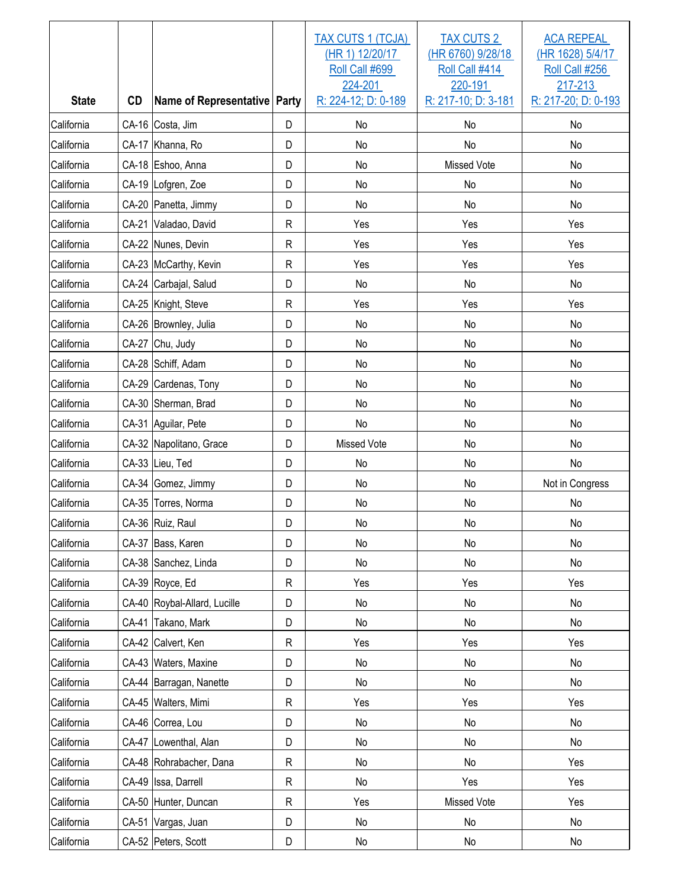| State | CD | Name of Representative | Party | TAX CUTS 1 (TCJA) (HR 1) 12/20/17 Roll Call #699 224-201 R: 224-12; D: 0-189 | TAX CUTS 2 (HR 6760) 9/28/18 Roll Call #414 220-191 R: 217-10; D: 3-181 | ACA REPEAL (HR 1628) 5/4/17 Roll Call #256 217-213 R: 217-20; D: 0-193 |
|---|---|---|---|---|---|---|
| California | CA-16 | Costa, Jim | D | No | No | No |
| California | CA-17 | Khanna, Ro | D | No | No | No |
| California | CA-18 | Eshoo, Anna | D | No | Missed Vote | No |
| California | CA-19 | Lofgren, Zoe | D | No | No | No |
| California | CA-20 | Panetta, Jimmy | D | No | No | No |
| California | CA-21 | Valadao, David | R | Yes | Yes | Yes |
| California | CA-22 | Nunes, Devin | R | Yes | Yes | Yes |
| California | CA-23 | McCarthy, Kevin | R | Yes | Yes | Yes |
| California | CA-24 | Carbajal, Salud | D | No | No | No |
| California | CA-25 | Knight, Steve | R | Yes | Yes | Yes |
| California | CA-26 | Brownley, Julia | D | No | No | No |
| California | CA-27 | Chu, Judy | D | No | No | No |
| California | CA-28 | Schiff, Adam | D | No | No | No |
| California | CA-29 | Cardenas, Tony | D | No | No | No |
| California | CA-30 | Sherman, Brad | D | No | No | No |
| California | CA-31 | Aguilar, Pete | D | No | No | No |
| California | CA-32 | Napolitano, Grace | D | Missed Vote | No | No |
| California | CA-33 | Lieu, Ted | D | No | No | No |
| California | CA-34 | Gomez, Jimmy | D | No | No | Not in Congress |
| California | CA-35 | Torres, Norma | D | No | No | No |
| California | CA-36 | Ruiz, Raul | D | No | No | No |
| California | CA-37 | Bass, Karen | D | No | No | No |
| California | CA-38 | Sanchez, Linda | D | No | No | No |
| California | CA-39 | Royce, Ed | R | Yes | Yes | Yes |
| California | CA-40 | Roybal-Allard, Lucille | D | No | No | No |
| California | CA-41 | Takano, Mark | D | No | No | No |
| California | CA-42 | Calvert, Ken | R | Yes | Yes | Yes |
| California | CA-43 | Waters, Maxine | D | No | No | No |
| California | CA-44 | Barragan, Nanette | D | No | No | No |
| California | CA-45 | Walters, Mimi | R | Yes | Yes | Yes |
| California | CA-46 | Correa, Lou | D | No | No | No |
| California | CA-47 | Lowenthal, Alan | D | No | No | No |
| California | CA-48 | Rohrabacher, Dana | R | No | No | Yes |
| California | CA-49 | Issa, Darrell | R | No | Yes | Yes |
| California | CA-50 | Hunter, Duncan | R | Yes | Missed Vote | Yes |
| California | CA-51 | Vargas, Juan | D | No | No | No |
| California | CA-52 | Peters, Scott | D | No | No | No |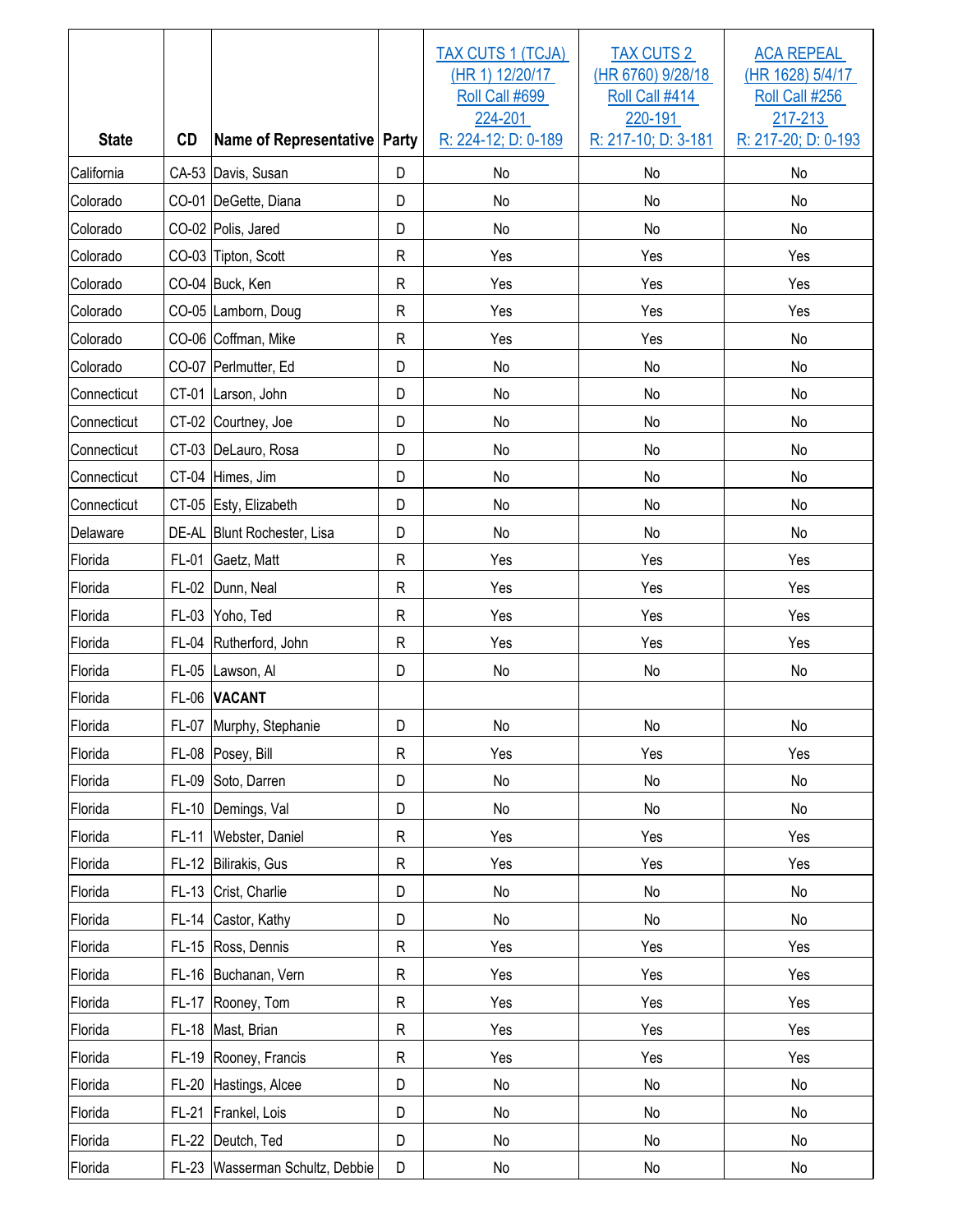| State | CD | Name of Representative | Party | TAX CUTS 1 (TCJA) (HR 1) 12/20/17 Roll Call #699 224-201 R: 224-12; D: 0-189 | TAX CUTS 2 (HR 6760) 9/28/18 Roll Call #414 220-191 R: 217-10; D: 3-181 | ACA REPEAL (HR 1628) 5/4/17 Roll Call #256 217-213 R: 217-20; D: 0-193 |
|---|---|---|---|---|---|---|
| California | CA-53 | Davis, Susan | D | No | No | No |
| Colorado | CO-01 | DeGette, Diana | D | No | No | No |
| Colorado | CO-02 | Polis, Jared | D | No | No | No |
| Colorado | CO-03 | Tipton, Scott | R | Yes | Yes | Yes |
| Colorado | CO-04 | Buck, Ken | R | Yes | Yes | Yes |
| Colorado | CO-05 | Lamborn, Doug | R | Yes | Yes | Yes |
| Colorado | CO-06 | Coffman, Mike | R | Yes | Yes | No |
| Colorado | CO-07 | Perlmutter, Ed | D | No | No | No |
| Connecticut | CT-01 | Larson, John | D | No | No | No |
| Connecticut | CT-02 | Courtney, Joe | D | No | No | No |
| Connecticut | CT-03 | DeLauro, Rosa | D | No | No | No |
| Connecticut | CT-04 | Himes, Jim | D | No | No | No |
| Connecticut | CT-05 | Esty, Elizabeth | D | No | No | No |
| Delaware | DE-AL | Blunt Rochester, Lisa | D | No | No | No |
| Florida | FL-01 | Gaetz, Matt | R | Yes | Yes | Yes |
| Florida | FL-02 | Dunn, Neal | R | Yes | Yes | Yes |
| Florida | FL-03 | Yoho, Ted | R | Yes | Yes | Yes |
| Florida | FL-04 | Rutherford, John | R | Yes | Yes | Yes |
| Florida | FL-05 | Lawson, Al | D | No | No | No |
| Florida | FL-06 | **VACANT** | | | | |
| Florida | FL-07 | Murphy, Stephanie | D | No | No | No |
| Florida | FL-08 | Posey, Bill | R | Yes | Yes | Yes |
| Florida | FL-09 | Soto, Darren | D | No | No | No |
| Florida | FL-10 | Demings, Val | D | No | No | No |
| Florida | FL-11 | Webster, Daniel | R | Yes | Yes | Yes |
| Florida | FL-12 | Bilirakis, Gus | R | Yes | Yes | Yes |
| Florida | FL-13 | Crist, Charlie | D | No | No | No |
| Florida | FL-14 | Castor, Kathy | D | No | No | No |
| Florida | FL-15 | Ross, Dennis | R | Yes | Yes | Yes |
| Florida | FL-16 | Buchanan, Vern | R | Yes | Yes | Yes |
| Florida | FL-17 | Rooney, Tom | R | Yes | Yes | Yes |
| Florida | FL-18 | Mast, Brian | R | Yes | Yes | Yes |
| Florida | FL-19 | Rooney, Francis | R | Yes | Yes | Yes |
| Florida | FL-20 | Hastings, Alcee | D | No | No | No |
| Florida | FL-21 | Frankel, Lois | D | No | No | No |
| Florida | FL-22 | Deutch, Ted | D | No | No | No |
| Florida | FL-23 | Wasserman Schultz, Debbie | D | No | No | No |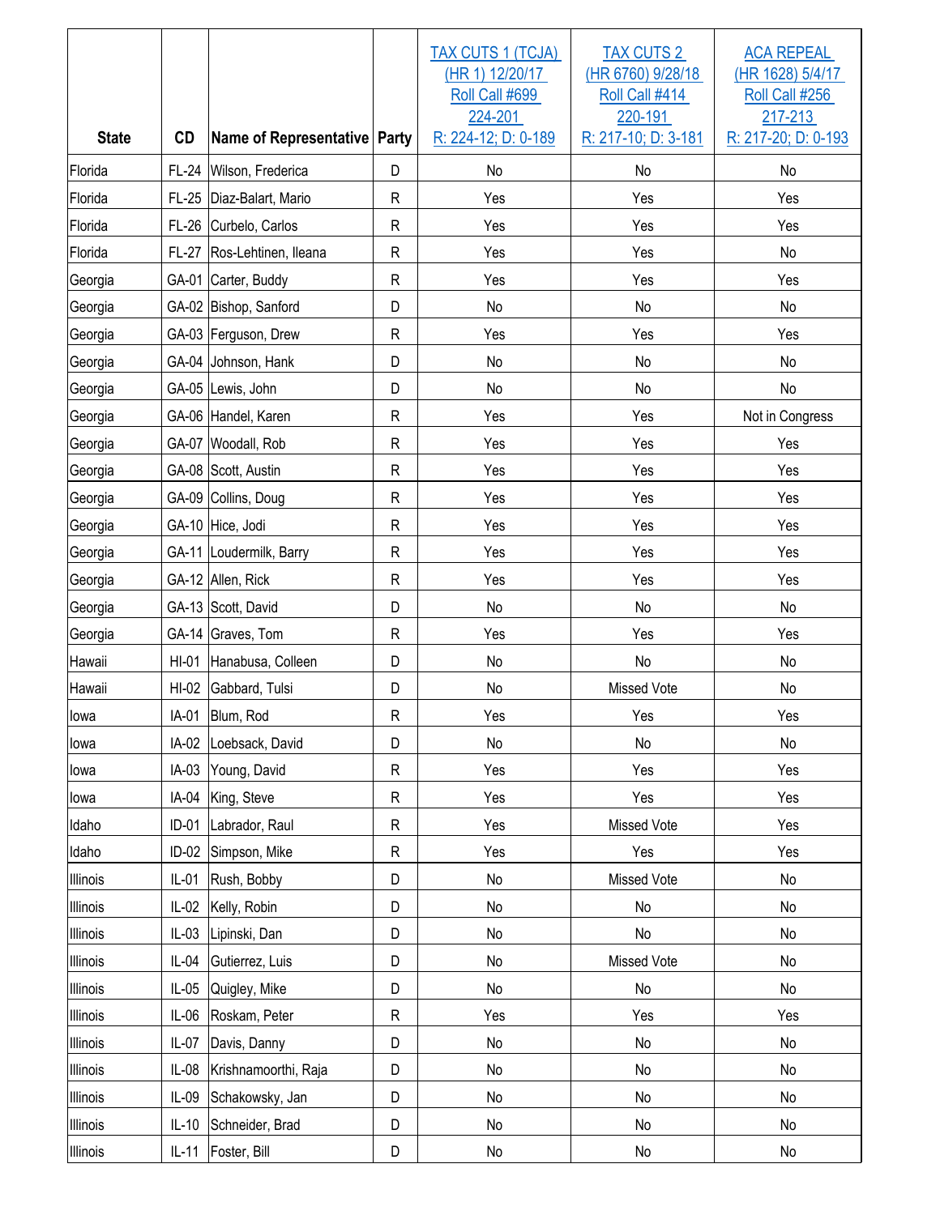| State | CD | Name of Representative | Party | TAX CUTS 1 (TCJA) (HR 1) 12/20/17 Roll Call #699 224-201 R: 224-12; D: 0-189 | TAX CUTS 2 (HR 6760) 9/28/18 Roll Call #414 220-191 R: 217-10; D: 3-181 | ACA REPEAL (HR 1628) 5/4/17 Roll Call #256 217-213 R: 217-20; D: 0-193 |
|---|---|---|---|---|---|---|
| Florida | FL-24 | Wilson, Frederica | D | No | No | No |
| Florida | FL-25 | Diaz-Balart, Mario | R | Yes | Yes | Yes |
| Florida | FL-26 | Curbelo, Carlos | R | Yes | Yes | Yes |
| Florida | FL-27 | Ros-Lehtinen, Ileana | R | Yes | Yes | No |
| Georgia | GA-01 | Carter, Buddy | R | Yes | Yes | Yes |
| Georgia | GA-02 | Bishop, Sanford | D | No | No | No |
| Georgia | GA-03 | Ferguson, Drew | R | Yes | Yes | Yes |
| Georgia | GA-04 | Johnson, Hank | D | No | No | No |
| Georgia | GA-05 | Lewis, John | D | No | No | No |
| Georgia | GA-06 | Handel, Karen | R | Yes | Yes | Not in Congress |
| Georgia | GA-07 | Woodall, Rob | R | Yes | Yes | Yes |
| Georgia | GA-08 | Scott, Austin | R | Yes | Yes | Yes |
| Georgia | GA-09 | Collins, Doug | R | Yes | Yes | Yes |
| Georgia | GA-10 | Hice, Jodi | R | Yes | Yes | Yes |
| Georgia | GA-11 | Loudermilk, Barry | R | Yes | Yes | Yes |
| Georgia | GA-12 | Allen, Rick | R | Yes | Yes | Yes |
| Georgia | GA-13 | Scott, David | D | No | No | No |
| Georgia | GA-14 | Graves, Tom | R | Yes | Yes | Yes |
| Hawaii | HI-01 | Hanabusa, Colleen | D | No | No | No |
| Hawaii | HI-02 | Gabbard, Tulsi | D | No | Missed Vote | No |
| Iowa | IA-01 | Blum, Rod | R | Yes | Yes | Yes |
| Iowa | IA-02 | Loebsack, David | D | No | No | No |
| Iowa | IA-03 | Young, David | R | Yes | Yes | Yes |
| Iowa | IA-04 | King, Steve | R | Yes | Yes | Yes |
| Idaho | ID-01 | Labrador, Raul | R | Yes | Missed Vote | Yes |
| Idaho | ID-02 | Simpson, Mike | R | Yes | Yes | Yes |
| Illinois | IL-01 | Rush, Bobby | D | No | Missed Vote | No |
| Illinois | IL-02 | Kelly, Robin | D | No | No | No |
| Illinois | IL-03 | Lipinski, Dan | D | No | No | No |
| Illinois | IL-04 | Gutierrez, Luis | D | No | Missed Vote | No |
| Illinois | IL-05 | Quigley, Mike | D | No | No | No |
| Illinois | IL-06 | Roskam, Peter | R | Yes | Yes | Yes |
| Illinois | IL-07 | Davis, Danny | D | No | No | No |
| Illinois | IL-08 | Krishnamoorthi, Raja | D | No | No | No |
| Illinois | IL-09 | Schakowsky, Jan | D | No | No | No |
| Illinois | IL-10 | Schneider, Brad | D | No | No | No |
| Illinois | IL-11 | Foster, Bill | D | No | No | No |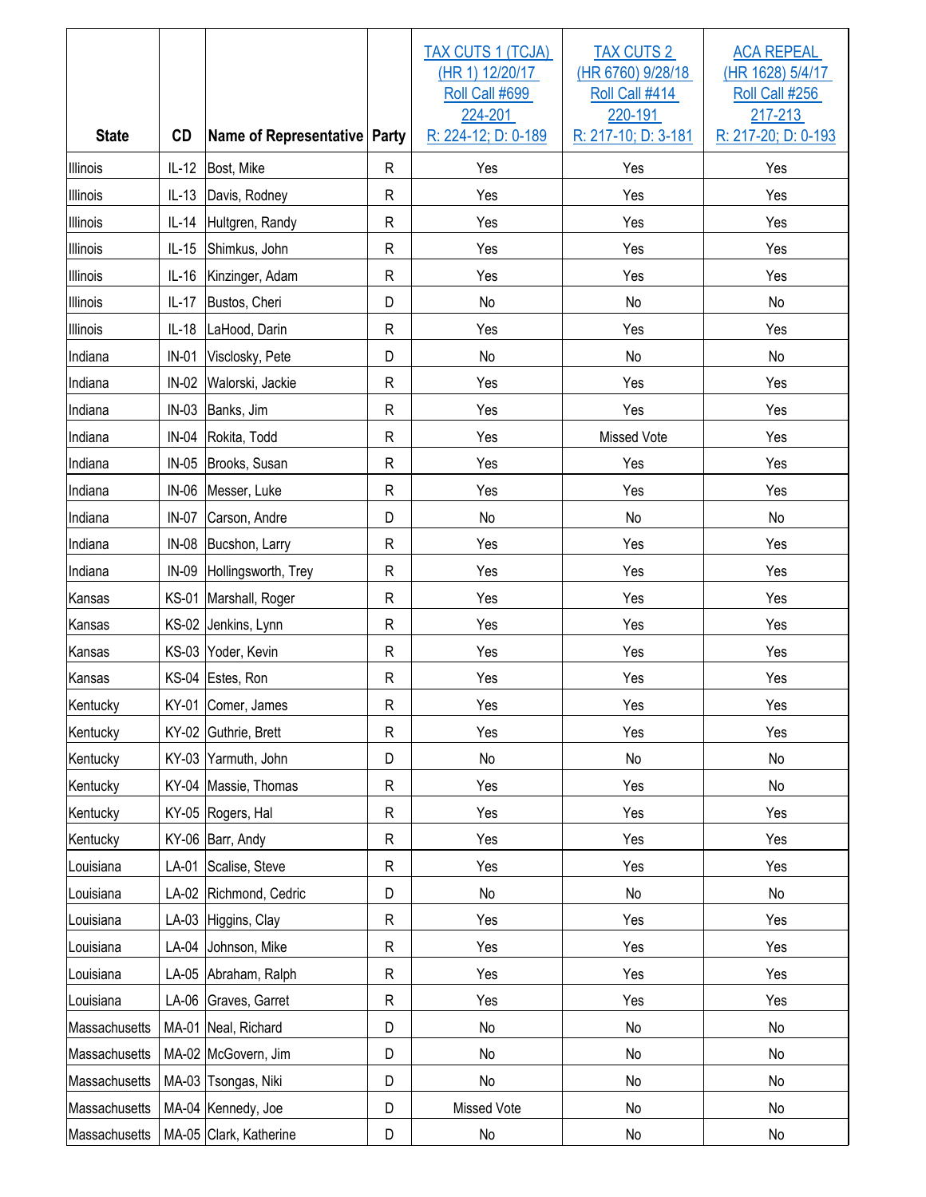| State | CD | Name of Representative | Party | TAX CUTS 1 (TCJA) (HR 1) 12/20/17 Roll Call #699 224-201 R: 224-12; D: 0-189 | TAX CUTS 2 (HR 6760) 9/28/18 Roll Call #414 220-191 R: 217-10; D: 3-181 | ACA REPEAL (HR 1628) 5/4/17 Roll Call #256 217-213 R: 217-20; D: 0-193 |
|---|---|---|---|---|---|---|
| Illinois | IL-12 | Bost, Mike | R | Yes | Yes | Yes |
| Illinois | IL-13 | Davis, Rodney | R | Yes | Yes | Yes |
| Illinois | IL-14 | Hultgren, Randy | R | Yes | Yes | Yes |
| Illinois | IL-15 | Shimkus, John | R | Yes | Yes | Yes |
| Illinois | IL-16 | Kinzinger, Adam | R | Yes | Yes | Yes |
| Illinois | IL-17 | Bustos, Cheri | D | No | No | No |
| Illinois | IL-18 | LaHood, Darin | R | Yes | Yes | Yes |
| Indiana | IN-01 | Visclosky, Pete | D | No | No | No |
| Indiana | IN-02 | Walorski, Jackie | R | Yes | Yes | Yes |
| Indiana | IN-03 | Banks, Jim | R | Yes | Yes | Yes |
| Indiana | IN-04 | Rokita, Todd | R | Yes | Missed Vote | Yes |
| Indiana | IN-05 | Brooks, Susan | R | Yes | Yes | Yes |
| Indiana | IN-06 | Messer, Luke | R | Yes | Yes | Yes |
| Indiana | IN-07 | Carson, Andre | D | No | No | No |
| Indiana | IN-08 | Bucshon, Larry | R | Yes | Yes | Yes |
| Indiana | IN-09 | Hollingsworth, Trey | R | Yes | Yes | Yes |
| Kansas | KS-01 | Marshall, Roger | R | Yes | Yes | Yes |
| Kansas | KS-02 | Jenkins, Lynn | R | Yes | Yes | Yes |
| Kansas | KS-03 | Yoder, Kevin | R | Yes | Yes | Yes |
| Kansas | KS-04 | Estes, Ron | R | Yes | Yes | Yes |
| Kentucky | KY-01 | Comer, James | R | Yes | Yes | Yes |
| Kentucky | KY-02 | Guthrie, Brett | R | Yes | Yes | Yes |
| Kentucky | KY-03 | Yarmuth, John | D | No | No | No |
| Kentucky | KY-04 | Massie, Thomas | R | Yes | Yes | No |
| Kentucky | KY-05 | Rogers, Hal | R | Yes | Yes | Yes |
| Kentucky | KY-06 | Barr, Andy | R | Yes | Yes | Yes |
| Louisiana | LA-01 | Scalise, Steve | R | Yes | Yes | Yes |
| Louisiana | LA-02 | Richmond, Cedric | D | No | No | No |
| Louisiana | LA-03 | Higgins, Clay | R | Yes | Yes | Yes |
| Louisiana | LA-04 | Johnson, Mike | R | Yes | Yes | Yes |
| Louisiana | LA-05 | Abraham, Ralph | R | Yes | Yes | Yes |
| Louisiana | LA-06 | Graves, Garret | R | Yes | Yes | Yes |
| Massachusetts | MA-01 | Neal, Richard | D | No | No | No |
| Massachusetts | MA-02 | McGovern, Jim | D | No | No | No |
| Massachusetts | MA-03 | Tsongas, Niki | D | No | No | No |
| Massachusetts | MA-04 | Kennedy, Joe | D | Missed Vote | No | No |
| Massachusetts | MA-05 | Clark, Katherine | D | No | No | No |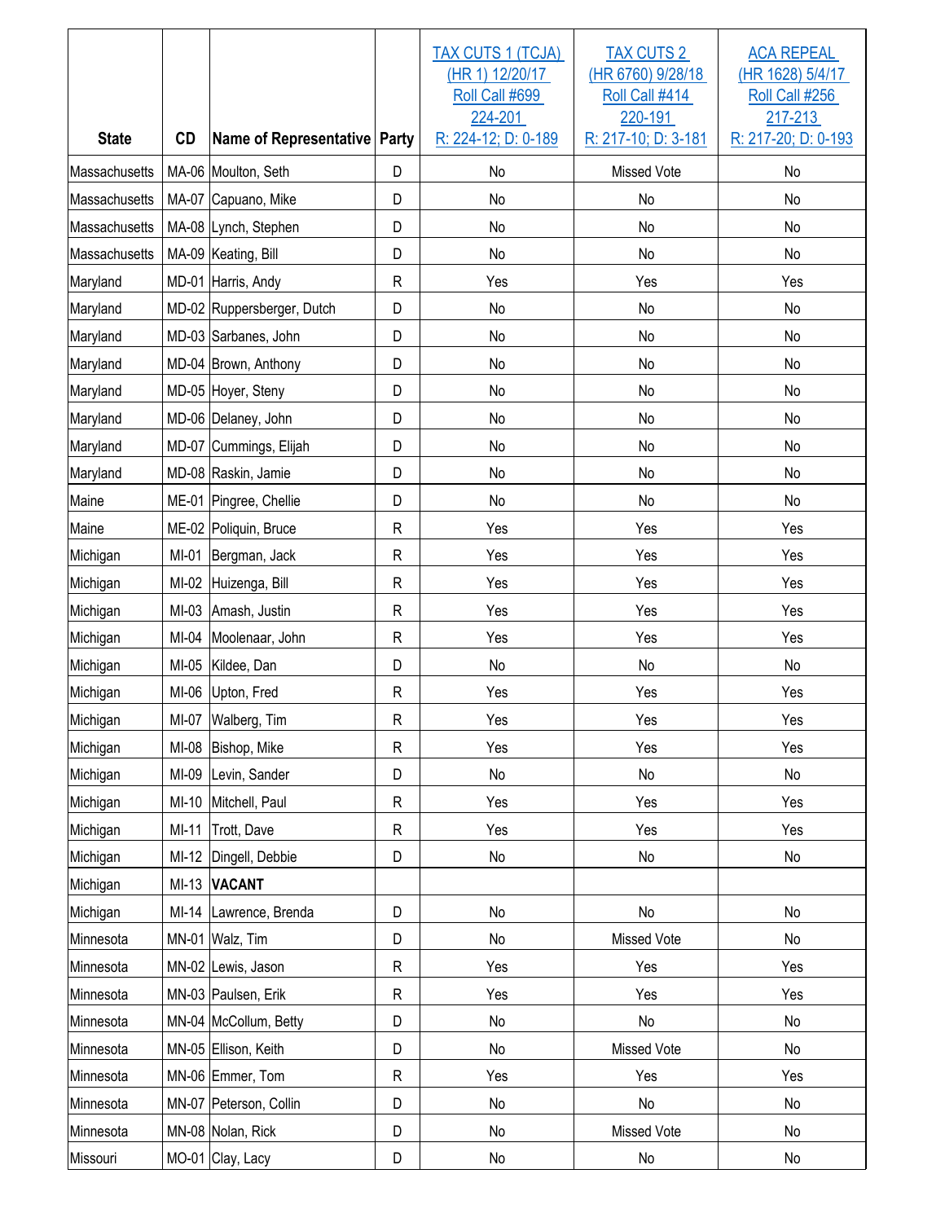| State | CD | Name of Representative | Party | TAX CUTS 1 (TCJA) (HR 1) 12/20/17 Roll Call #699 224-201 R: 224-12; D: 0-189 | TAX CUTS 2 (HR 6760) 9/28/18 Roll Call #414 220-191 R: 217-10; D: 3-181 | ACA REPEAL (HR 1628) 5/4/17 Roll Call #256 217-213 R: 217-20; D: 0-193 |
|---|---|---|---|---|---|---|
| Massachusetts | MA-06 | Moulton, Seth | D | No | Missed Vote | No |
| Massachusetts | MA-07 | Capuano, Mike | D | No | No | No |
| Massachusetts | MA-08 | Lynch, Stephen | D | No | No | No |
| Massachusetts | MA-09 | Keating, Bill | D | No | No | No |
| Maryland | MD-01 | Harris, Andy | R | Yes | Yes | Yes |
| Maryland | MD-02 | Ruppersberger, Dutch | D | No | No | No |
| Maryland | MD-03 | Sarbanes, John | D | No | No | No |
| Maryland | MD-04 | Brown, Anthony | D | No | No | No |
| Maryland | MD-05 | Hoyer, Steny | D | No | No | No |
| Maryland | MD-06 | Delaney, John | D | No | No | No |
| Maryland | MD-07 | Cummings, Elijah | D | No | No | No |
| Maryland | MD-08 | Raskin, Jamie | D | No | No | No |
| Maine | ME-01 | Pingree, Chellie | D | No | No | No |
| Maine | ME-02 | Poliquin, Bruce | R | Yes | Yes | Yes |
| Michigan | MI-01 | Bergman, Jack | R | Yes | Yes | Yes |
| Michigan | MI-02 | Huizenga, Bill | R | Yes | Yes | Yes |
| Michigan | MI-03 | Amash, Justin | R | Yes | Yes | Yes |
| Michigan | MI-04 | Moolenaar, John | R | Yes | Yes | Yes |
| Michigan | MI-05 | Kildee, Dan | D | No | No | No |
| Michigan | MI-06 | Upton, Fred | R | Yes | Yes | Yes |
| Michigan | MI-07 | Walberg, Tim | R | Yes | Yes | Yes |
| Michigan | MI-08 | Bishop, Mike | R | Yes | Yes | Yes |
| Michigan | MI-09 | Levin, Sander | D | No | No | No |
| Michigan | MI-10 | Mitchell, Paul | R | Yes | Yes | Yes |
| Michigan | MI-11 | Trott, Dave | R | Yes | Yes | Yes |
| Michigan | MI-12 | Dingell, Debbie | D | No | No | No |
| Michigan | MI-13 | **VACANT** | | | | |
| Michigan | MI-14 | Lawrence, Brenda | D | No | No | No |
| Minnesota | MN-01 | Walz, Tim | D | No | Missed Vote | No |
| Minnesota | MN-02 | Lewis, Jason | R | Yes | Yes | Yes |
| Minnesota | MN-03 | Paulsen, Erik | R | Yes | Yes | Yes |
| Minnesota | MN-04 | McCollum, Betty | D | No | No | No |
| Minnesota | MN-05 | Ellison, Keith | D | No | Missed Vote | No |
| Minnesota | MN-06 | Emmer, Tom | R | Yes | Yes | Yes |
| Minnesota | MN-07 | Peterson, Collin | D | No | No | No |
| Minnesota | MN-08 | Nolan, Rick | D | No | Missed Vote | No |
| Missouri | MO-01 | Clay, Lacy | D | No | No | No |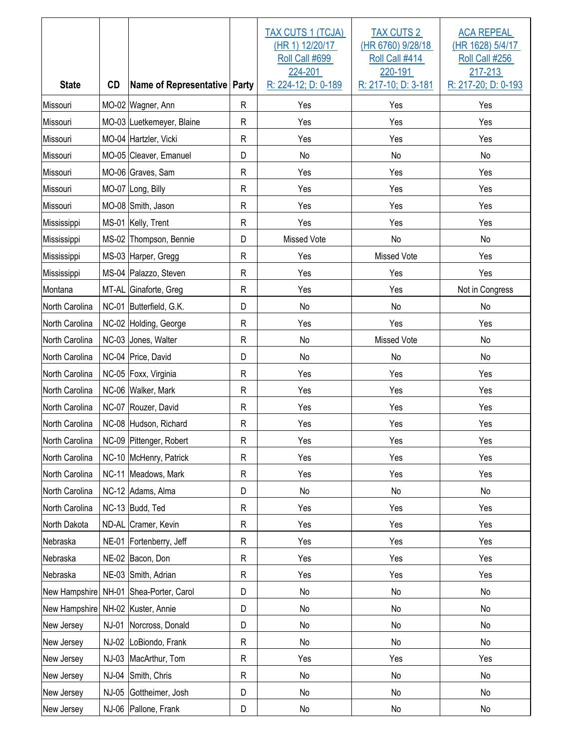| State | CD | Name of Representative | Party | TAX CUTS 1 (TCJA) (HR 1) 12/20/17 Roll Call #699 224-201 R: 224-12; D: 0-189 | TAX CUTS 2 (HR 6760) 9/28/18 Roll Call #414 220-191 R: 217-10; D: 3-181 | ACA REPEAL (HR 1628) 5/4/17 Roll Call #256 217-213 R: 217-20; D: 0-193 |
|---|---|---|---|---|---|---|
| Missouri | MO-02 | Wagner, Ann | R | Yes | Yes | Yes |
| Missouri | MO-03 | Luetkemeyer, Blaine | R | Yes | Yes | Yes |
| Missouri | MO-04 | Hartzler, Vicki | R | Yes | Yes | Yes |
| Missouri | MO-05 | Cleaver, Emanuel | D | No | No | No |
| Missouri | MO-06 | Graves, Sam | R | Yes | Yes | Yes |
| Missouri | MO-07 | Long, Billy | R | Yes | Yes | Yes |
| Missouri | MO-08 | Smith, Jason | R | Yes | Yes | Yes |
| Mississippi | MS-01 | Kelly, Trent | R | Yes | Yes | Yes |
| Mississippi | MS-02 | Thompson, Bennie | D | Missed Vote | No | No |
| Mississippi | MS-03 | Harper, Gregg | R | Yes | Missed Vote | Yes |
| Mississippi | MS-04 | Palazzo, Steven | R | Yes | Yes | Yes |
| Montana | MT-AL | Ginaforte, Greg | R | Yes | Yes | Not in Congress |
| North Carolina | NC-01 | Butterfield, G.K. | D | No | No | No |
| North Carolina | NC-02 | Holding, George | R | Yes | Yes | Yes |
| North Carolina | NC-03 | Jones, Walter | R | No | Missed Vote | No |
| North Carolina | NC-04 | Price, David | D | No | No | No |
| North Carolina | NC-05 | Foxx, Virginia | R | Yes | Yes | Yes |
| North Carolina | NC-06 | Walker, Mark | R | Yes | Yes | Yes |
| North Carolina | NC-07 | Rouzer, David | R | Yes | Yes | Yes |
| North Carolina | NC-08 | Hudson, Richard | R | Yes | Yes | Yes |
| North Carolina | NC-09 | Pittenger, Robert | R | Yes | Yes | Yes |
| North Carolina | NC-10 | McHenry, Patrick | R | Yes | Yes | Yes |
| North Carolina | NC-11 | Meadows, Mark | R | Yes | Yes | Yes |
| North Carolina | NC-12 | Adams, Alma | D | No | No | No |
| North Carolina | NC-13 | Budd, Ted | R | Yes | Yes | Yes |
| North Dakota | ND-AL | Cramer, Kevin | R | Yes | Yes | Yes |
| Nebraska | NE-01 | Fortenberry, Jeff | R | Yes | Yes | Yes |
| Nebraska | NE-02 | Bacon, Don | R | Yes | Yes | Yes |
| Nebraska | NE-03 | Smith, Adrian | R | Yes | Yes | Yes |
| New Hampshire | NH-01 | Shea-Porter, Carol | D | No | No | No |
| New Hampshire | NH-02 | Kuster, Annie | D | No | No | No |
| New Jersey | NJ-01 | Norcross, Donald | D | No | No | No |
| New Jersey | NJ-02 | LoBiondo, Frank | R | No | No | No |
| New Jersey | NJ-03 | MacArthur, Tom | R | Yes | Yes | Yes |
| New Jersey | NJ-04 | Smith, Chris | R | No | No | No |
| New Jersey | NJ-05 | Gottheimer, Josh | D | No | No | No |
| New Jersey | NJ-06 | Pallone, Frank | D | No | No | No |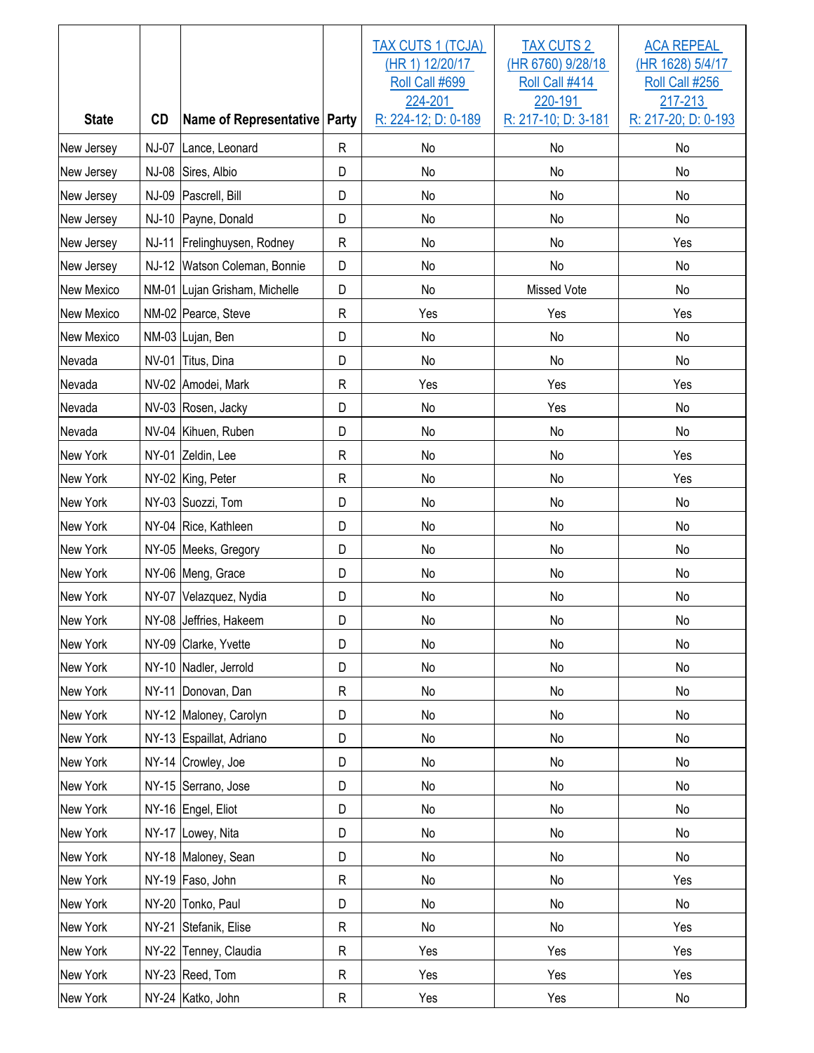| State | CD | Name of Representative | Party | TAX CUTS 1 (TCJA) (HR 1) 12/20/17 Roll Call #699 224-201 R: 224-12; D: 0-189 | TAX CUTS 2 (HR 6760) 9/28/18 Roll Call #414 220-191 R: 217-10; D: 3-181 | ACA REPEAL (HR 1628) 5/4/17 Roll Call #256 217-213 R: 217-20; D: 0-193 |
|---|---|---|---|---|---|---|
| New Jersey | NJ-07 | Lance, Leonard | R | No | No | No |
| New Jersey | NJ-08 | Sires, Albio | D | No | No | No |
| New Jersey | NJ-09 | Pascrell, Bill | D | No | No | No |
| New Jersey | NJ-10 | Payne, Donald | D | No | No | No |
| New Jersey | NJ-11 | Frelinghuysen, Rodney | R | No | No | Yes |
| New Jersey | NJ-12 | Watson Coleman, Bonnie | D | No | No | No |
| New Mexico | NM-01 | Lujan Grisham, Michelle | D | No | Missed Vote | No |
| New Mexico | NM-02 | Pearce, Steve | R | Yes | Yes | Yes |
| New Mexico | NM-03 | Lujan, Ben | D | No | No | No |
| Nevada | NV-01 | Titus, Dina | D | No | No | No |
| Nevada | NV-02 | Amodei, Mark | R | Yes | Yes | Yes |
| Nevada | NV-03 | Rosen, Jacky | D | No | Yes | No |
| Nevada | NV-04 | Kihuen, Ruben | D | No | No | No |
| New York | NY-01 | Zeldin, Lee | R | No | No | Yes |
| New York | NY-02 | King, Peter | R | No | No | Yes |
| New York | NY-03 | Suozzi, Tom | D | No | No | No |
| New York | NY-04 | Rice, Kathleen | D | No | No | No |
| New York | NY-05 | Meeks, Gregory | D | No | No | No |
| New York | NY-06 | Meng, Grace | D | No | No | No |
| New York | NY-07 | Velazquez, Nydia | D | No | No | No |
| New York | NY-08 | Jeffries, Hakeem | D | No | No | No |
| New York | NY-09 | Clarke, Yvette | D | No | No | No |
| New York | NY-10 | Nadler, Jerrold | D | No | No | No |
| New York | NY-11 | Donovan, Dan | R | No | No | No |
| New York | NY-12 | Maloney, Carolyn | D | No | No | No |
| New York | NY-13 | Espaillat, Adriano | D | No | No | No |
| New York | NY-14 | Crowley, Joe | D | No | No | No |
| New York | NY-15 | Serrano, Jose | D | No | No | No |
| New York | NY-16 | Engel, Eliot | D | No | No | No |
| New York | NY-17 | Lowey, Nita | D | No | No | No |
| New York | NY-18 | Maloney, Sean | D | No | No | No |
| New York | NY-19 | Faso, John | R | No | No | Yes |
| New York | NY-20 | Tonko, Paul | D | No | No | No |
| New York | NY-21 | Stefanik, Elise | R | No | No | Yes |
| New York | NY-22 | Tenney, Claudia | R | Yes | Yes | Yes |
| New York | NY-23 | Reed, Tom | R | Yes | Yes | Yes |
| New York | NY-24 | Katko, John | R | Yes | Yes | No |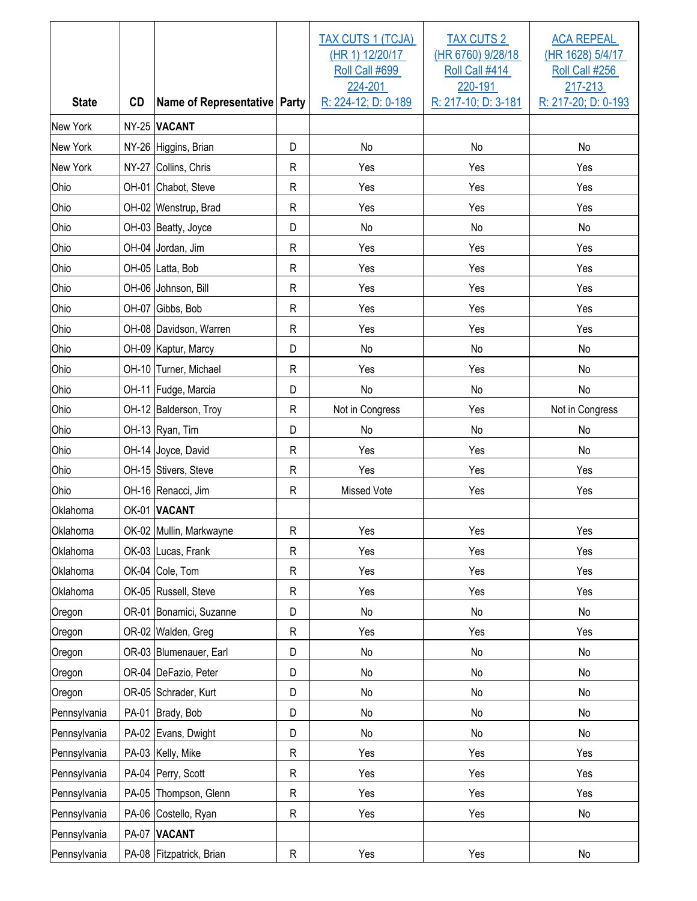| State | CD | Name of Representative | Party | TAX CUTS 1 (TCJA) (HR 1) 12/20/17 Roll Call #699 224-201 R: 224-12; D: 0-189 | TAX CUTS 2 (HR 6760) 9/28/18 Roll Call #414 220-191 R: 217-10; D: 3-181 | ACA REPEAL (HR 1628) 5/4/17 Roll Call #256 217-213 R: 217-20; D: 0-193 |
|---|---|---|---|---|---|---|
| New York | NY-25 | **VACANT** | | | | |
| New York | NY-26 | Higgins, Brian | D | No | No | No |
| New York | NY-27 | Collins, Chris | R | Yes | Yes | Yes |
| Ohio | OH-01 | Chabot, Steve | R | Yes | Yes | Yes |
| Ohio | OH-02 | Wenstrup, Brad | R | Yes | Yes | Yes |
| Ohio | OH-03 | Beatty, Joyce | D | No | No | No |
| Ohio | OH-04 | Jordan, Jim | R | Yes | Yes | Yes |
| Ohio | OH-05 | Latta, Bob | R | Yes | Yes | Yes |
| Ohio | OH-06 | Johnson, Bill | R | Yes | Yes | Yes |
| Ohio | OH-07 | Gibbs, Bob | R | Yes | Yes | Yes |
| Ohio | OH-08 | Davidson, Warren | R | Yes | Yes | Yes |
| Ohio | OH-09 | Kaptur, Marcy | D | No | No | No |
| Ohio | OH-10 | Turner, Michael | R | Yes | Yes | No |
| Ohio | OH-11 | Fudge, Marcia | D | No | No | No |
| Ohio | OH-12 | Balderson, Troy | R | Not in Congress | Yes | Not in Congress |
| Ohio | OH-13 | Ryan, Tim | D | No | No | No |
| Ohio | OH-14 | Joyce, David | R | Yes | Yes | No |
| Ohio | OH-15 | Stivers, Steve | R | Yes | Yes | Yes |
| Ohio | OH-16 | Renacci, Jim | R | Missed Vote | Yes | Yes |
| Oklahoma | OK-01 | **VACANT** | | | | |
| Oklahoma | OK-02 | Mullin, Markwayne | R | Yes | Yes | Yes |
| Oklahoma | OK-03 | Lucas, Frank | R | Yes | Yes | Yes |
| Oklahoma | OK-04 | Cole, Tom | R | Yes | Yes | Yes |
| Oklahoma | OK-05 | Russell, Steve | R | Yes | Yes | Yes |
| Oregon | OR-01 | Bonamici, Suzanne | D | No | No | No |
| Oregon | OR-02 | Walden, Greg | R | Yes | Yes | Yes |
| Oregon | OR-03 | Blumenauer, Earl | D | No | No | No |
| Oregon | OR-04 | DeFazio, Peter | D | No | No | No |
| Oregon | OR-05 | Schrader, Kurt | D | No | No | No |
| Pennsylvania | PA-01 | Brady, Bob | D | No | No | No |
| Pennsylvania | PA-02 | Evans, Dwight | D | No | No | No |
| Pennsylvania | PA-03 | Kelly, Mike | R | Yes | Yes | Yes |
| Pennsylvania | PA-04 | Perry, Scott | R | Yes | Yes | Yes |
| Pennsylvania | PA-05 | Thompson, Glenn | R | Yes | Yes | Yes |
| Pennsylvania | PA-06 | Costello, Ryan | R | Yes | Yes | No |
| Pennsylvania | PA-07 | **VACANT** | | | | |
| Pennsylvania | PA-08 | Fitzpatrick, Brian | R | Yes | Yes | No |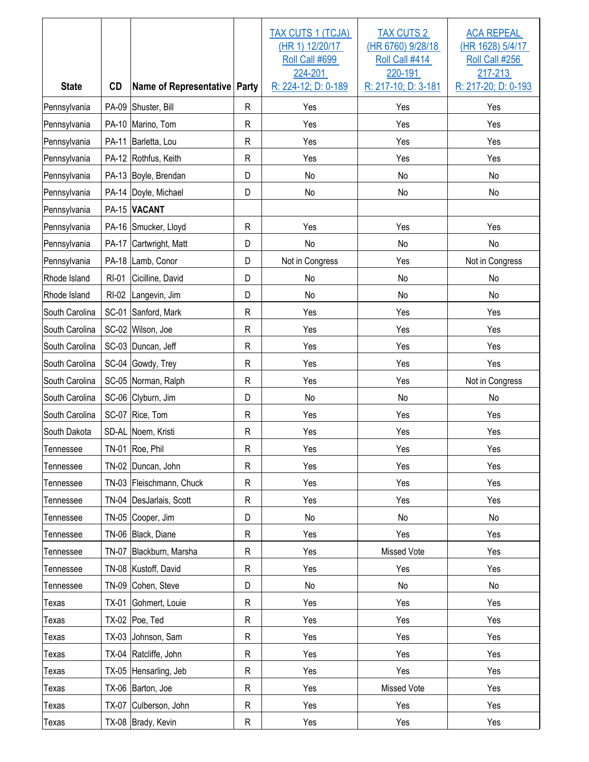| State | CD | Name of Representative | Party | TAX CUTS 1 (TCJA) (HR 1) 12/20/17 Roll Call #699 224-201 R: 224-12; D: 0-189 | TAX CUTS 2 (HR 6760) 9/28/18 Roll Call #414 220-191 R: 217-10; D: 3-181 | ACA REPEAL (HR 1628) 5/4/17 Roll Call #256 217-213 R: 217-20; D: 0-193 |
|---|---|---|---|---|---|---|
| Pennsylvania | PA-09 | Shuster, Bill | R | Yes | Yes | Yes |
| Pennsylvania | PA-10 | Marino, Tom | R | Yes | Yes | Yes |
| Pennsylvania | PA-11 | Barletta, Lou | R | Yes | Yes | Yes |
| Pennsylvania | PA-12 | Rothfus, Keith | R | Yes | Yes | Yes |
| Pennsylvania | PA-13 | Boyle, Brendan | D | No | No | No |
| Pennsylvania | PA-14 | Doyle, Michael | D | No | No | No |
| Pennsylvania | PA-15 | **VACANT** | | | | |
| Pennsylvania | PA-16 | Smucker, Lloyd | R | Yes | Yes | Yes |
| Pennsylvania | PA-17 | Cartwright, Matt | D | No | No | No |
| Pennsylvania | PA-18 | Lamb, Conor | D | Not in Congress | Yes | Not in Congress |
| Rhode Island | RI-01 | Cicilline, David | D | No | No | No |
| Rhode Island | RI-02 | Langevin, Jim | D | No | No | No |
| South Carolina | SC-01 | Sanford, Mark | R | Yes | Yes | Yes |
| South Carolina | SC-02 | Wilson, Joe | R | Yes | Yes | Yes |
| South Carolina | SC-03 | Duncan, Jeff | R | Yes | Yes | Yes |
| South Carolina | SC-04 | Gowdy, Trey | R | Yes | Yes | Yes |
| South Carolina | SC-05 | Norman, Ralph | R | Yes | Yes | Not in Congress |
| South Carolina | SC-06 | Clyburn, Jim | D | No | No | No |
| South Carolina | SC-07 | Rice, Tom | R | Yes | Yes | Yes |
| South Dakota | SD-AL | Noem, Kristi | R | Yes | Yes | Yes |
| Tennessee | TN-01 | Roe, Phil | R | Yes | Yes | Yes |
| Tennessee | TN-02 | Duncan, John | R | Yes | Yes | Yes |
| Tennessee | TN-03 | Fleischmann, Chuck | R | Yes | Yes | Yes |
| Tennessee | TN-04 | DesJarlais, Scott | R | Yes | Yes | Yes |
| Tennessee | TN-05 | Cooper, Jim | D | No | No | No |
| Tennessee | TN-06 | Black, Diane | R | Yes | Yes | Yes |
| Tennessee | TN-07 | Blackburn, Marsha | R | Yes | Missed Vote | Yes |
| Tennessee | TN-08 | Kustoff, David | R | Yes | Yes | Yes |
| Tennessee | TN-09 | Cohen, Steve | D | No | No | No |
| Texas | TX-01 | Gohmert, Louie | R | Yes | Yes | Yes |
| Texas | TX-02 | Poe, Ted | R | Yes | Yes | Yes |
| Texas | TX-03 | Johnson, Sam | R | Yes | Yes | Yes |
| Texas | TX-04 | Ratcliffe, John | R | Yes | Yes | Yes |
| Texas | TX-05 | Hensarling, Jeb | R | Yes | Yes | Yes |
| Texas | TX-06 | Barton, Joe | R | Yes | Missed Vote | Yes |
| Texas | TX-07 | Culberson, John | R | Yes | Yes | Yes |
| Texas | TX-08 | Brady, Kevin | R | Yes | Yes | Yes |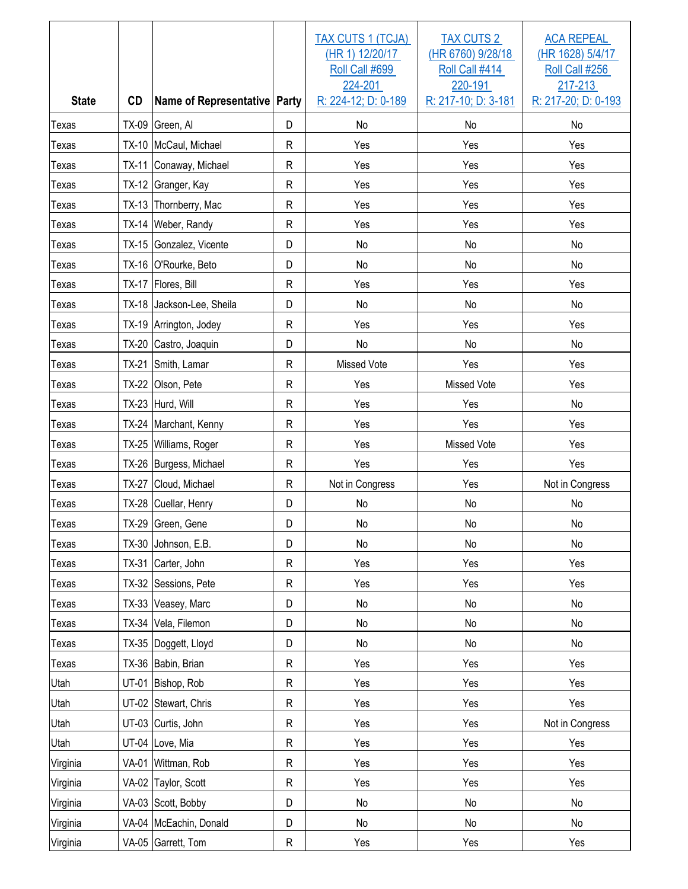| State | CD | Name of Representative | Party | TAX CUTS 1 (TCJA) (HR 1) 12/20/17 Roll Call #699 224-201 R: 224-12; D: 0-189 | TAX CUTS 2 (HR 6760) 9/28/18 Roll Call #414 220-191 R: 217-10; D: 3-181 | ACA REPEAL (HR 1628) 5/4/17 Roll Call #256 217-213 R: 217-20; D: 0-193 |
|---|---|---|---|---|---|---|
| Texas | TX-09 | Green, Al | D | No | No | No |
| Texas | TX-10 | McCaul, Michael | R | Yes | Yes | Yes |
| Texas | TX-11 | Conaway, Michael | R | Yes | Yes | Yes |
| Texas | TX-12 | Granger, Kay | R | Yes | Yes | Yes |
| Texas | TX-13 | Thornberry, Mac | R | Yes | Yes | Yes |
| Texas | TX-14 | Weber, Randy | R | Yes | Yes | Yes |
| Texas | TX-15 | Gonzalez, Vicente | D | No | No | No |
| Texas | TX-16 | O'Rourke, Beto | D | No | No | No |
| Texas | TX-17 | Flores, Bill | R | Yes | Yes | Yes |
| Texas | TX-18 | Jackson-Lee, Sheila | D | No | No | No |
| Texas | TX-19 | Arrington, Jodey | R | Yes | Yes | Yes |
| Texas | TX-20 | Castro, Joaquin | D | No | No | No |
| Texas | TX-21 | Smith, Lamar | R | Missed Vote | Yes | Yes |
| Texas | TX-22 | Olson, Pete | R | Yes | Missed Vote | Yes |
| Texas | TX-23 | Hurd, Will | R | Yes | Yes | No |
| Texas | TX-24 | Marchant, Kenny | R | Yes | Yes | Yes |
| Texas | TX-25 | Williams, Roger | R | Yes | Missed Vote | Yes |
| Texas | TX-26 | Burgess, Michael | R | Yes | Yes | Yes |
| Texas | TX-27 | Cloud, Michael | R | Not in Congress | Yes | Not in Congress |
| Texas | TX-28 | Cuellar, Henry | D | No | No | No |
| Texas | TX-29 | Green, Gene | D | No | No | No |
| Texas | TX-30 | Johnson, E.B. | D | No | No | No |
| Texas | TX-31 | Carter, John | R | Yes | Yes | Yes |
| Texas | TX-32 | Sessions, Pete | R | Yes | Yes | Yes |
| Texas | TX-33 | Veasey, Marc | D | No | No | No |
| Texas | TX-34 | Vela, Filemon | D | No | No | No |
| Texas | TX-35 | Doggett, Lloyd | D | No | No | No |
| Texas | TX-36 | Babin, Brian | R | Yes | Yes | Yes |
| Utah | UT-01 | Bishop, Rob | R | Yes | Yes | Yes |
| Utah | UT-02 | Stewart, Chris | R | Yes | Yes | Yes |
| Utah | UT-03 | Curtis, John | R | Yes | Yes | Not in Congress |
| Utah | UT-04 | Love, Mia | R | Yes | Yes | Yes |
| Virginia | VA-01 | Wittman, Rob | R | Yes | Yes | Yes |
| Virginia | VA-02 | Taylor, Scott | R | Yes | Yes | Yes |
| Virginia | VA-03 | Scott, Bobby | D | No | No | No |
| Virginia | VA-04 | McEachin, Donald | D | No | No | No |
| Virginia | VA-05 | Garrett, Tom | R | Yes | Yes | Yes |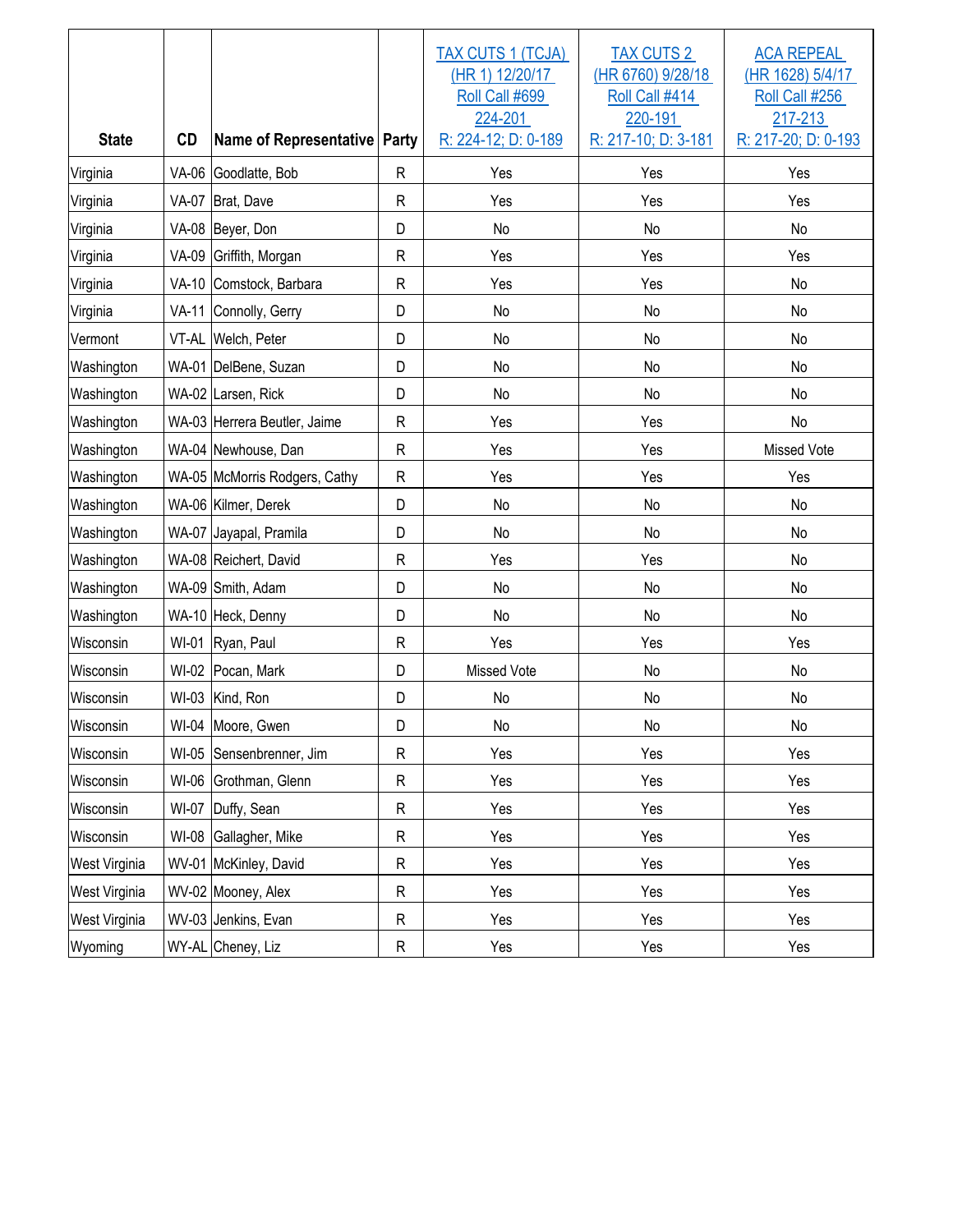| State | CD | Name of Representative | Party | TAX CUTS 1 (TCJA) (HR 1) 12/20/17 Roll Call #699 224-201 R: 224-12; D: 0-189 | TAX CUTS 2 (HR 6760) 9/28/18 Roll Call #414 220-191 R: 217-10; D: 3-181 | ACA REPEAL (HR 1628) 5/4/17 Roll Call #256 217-213 R: 217-20; D: 0-193 |
|---|---|---|---|---|---|---|
| Virginia | VA-06 | Goodlatte, Bob | R | Yes | Yes | Yes |
| Virginia | VA-07 | Brat, Dave | R | Yes | Yes | Yes |
| Virginia | VA-08 | Beyer, Don | D | No | No | No |
| Virginia | VA-09 | Griffith, Morgan | R | Yes | Yes | Yes |
| Virginia | VA-10 | Comstock, Barbara | R | Yes | Yes | No |
| Virginia | VA-11 | Connolly, Gerry | D | No | No | No |
| Vermont | VT-AL | Welch, Peter | D | No | No | No |
| Washington | WA-01 | DelBene, Suzan | D | No | No | No |
| Washington | WA-02 | Larsen, Rick | D | No | No | No |
| Washington | WA-03 | Herrera Beutler, Jaime | R | Yes | Yes | No |
| Washington | WA-04 | Newhouse, Dan | R | Yes | Yes | Missed Vote |
| Washington | WA-05 | McMorris Rodgers, Cathy | R | Yes | Yes | Yes |
| Washington | WA-06 | Kilmer, Derek | D | No | No | No |
| Washington | WA-07 | Jayapal, Pramila | D | No | No | No |
| Washington | WA-08 | Reichert, David | R | Yes | Yes | No |
| Washington | WA-09 | Smith, Adam | D | No | No | No |
| Washington | WA-10 | Heck, Denny | D | No | No | No |
| Wisconsin | WI-01 | Ryan, Paul | R | Yes | Yes | Yes |
| Wisconsin | WI-02 | Pocan, Mark | D | Missed Vote | No | No |
| Wisconsin | WI-03 | Kind, Ron | D | No | No | No |
| Wisconsin | WI-04 | Moore, Gwen | D | No | No | No |
| Wisconsin | WI-05 | Sensenbrenner, Jim | R | Yes | Yes | Yes |
| Wisconsin | WI-06 | Grothman, Glenn | R | Yes | Yes | Yes |
| Wisconsin | WI-07 | Duffy, Sean | R | Yes | Yes | Yes |
| Wisconsin | WI-08 | Gallagher, Mike | R | Yes | Yes | Yes |
| West Virginia | WV-01 | McKinley, David | R | Yes | Yes | Yes |
| West Virginia | WV-02 | Mooney, Alex | R | Yes | Yes | Yes |
| West Virginia | WV-03 | Jenkins, Evan | R | Yes | Yes | Yes |
| Wyoming | WY-AL | Cheney, Liz | R | Yes | Yes | Yes |